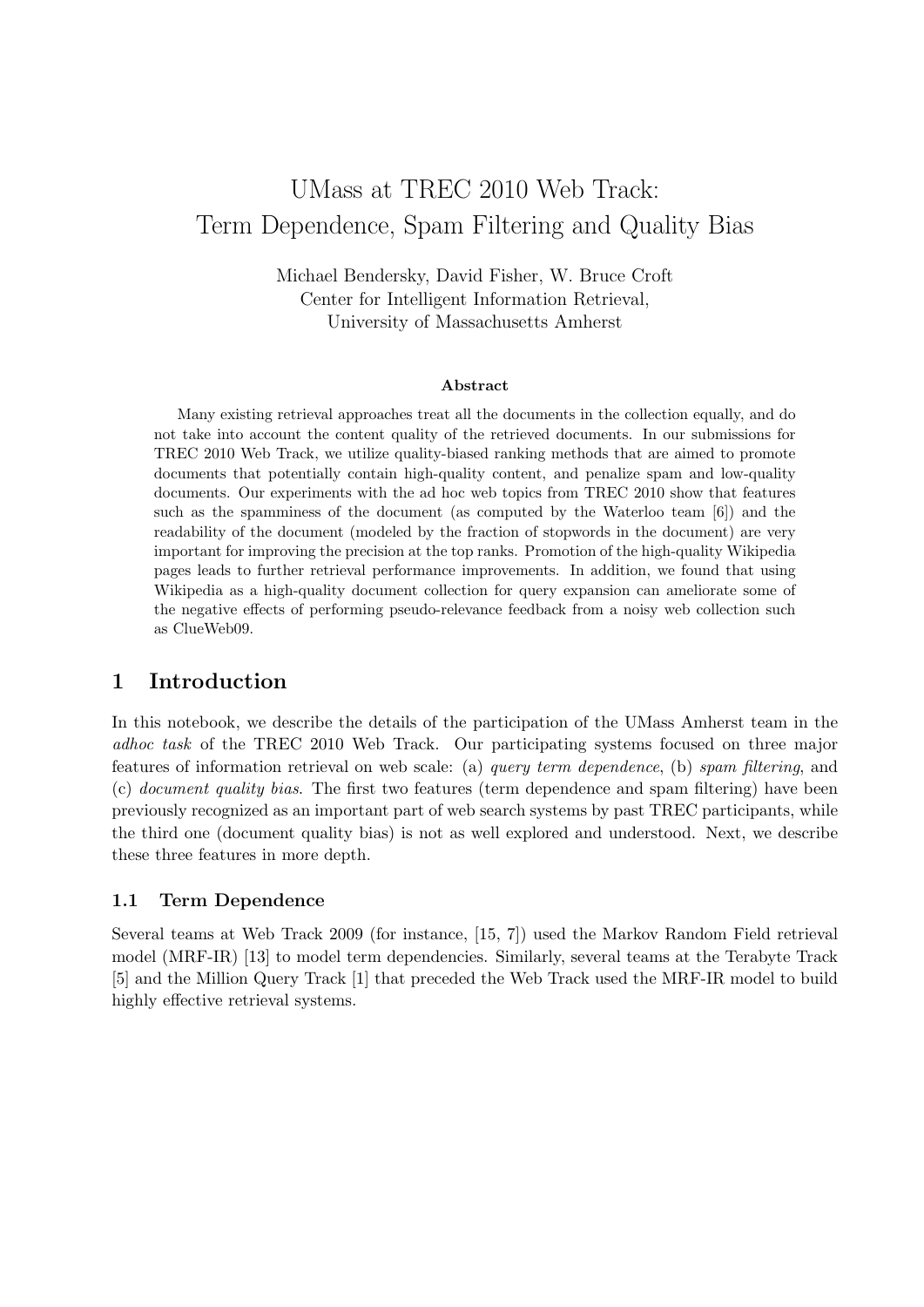# UMass at TREC 2010 Web Track: Term Dependence, Spam Filtering and Quality Bias

Michael Bendersky, David Fisher, W. Bruce Croft
Center for Intelligent Information Retrieval,
University of Massachusetts Amherst

**Abstract**

Many existing retrieval approaches treat all the documents in the collection equally, and do not take into account the content quality of the retrieved documents. In our submissions for TREC 2010 Web Track, we utilize quality-biased ranking methods that are aimed to promote documents that potentially contain high-quality content, and penalize spam and low-quality documents. Our experiments with the ad hoc web topics from TREC 2010 show that features such as the spamminess of the document (as computed by the Waterloo team [6]) and the readability of the document (modeled by the fraction of stopwords in the document) are very important for improving the precision at the top ranks. Promotion of the high-quality Wikipedia pages leads to further retrieval performance improvements. In addition, we found that using Wikipedia as a high-quality document collection for query expansion can ameliorate some of the negative effects of performing pseudo-relevance feedback from a noisy web collection such as ClueWeb09.

## 1 Introduction

In this notebook, we describe the details of the participation of the UMass Amherst team in the *adhoc task* of the TREC 2010 Web Track. Our participating systems focused on three major features of information retrieval on web scale: (a) *query term dependence*, (b) *spam filtering*, and (c) *document quality bias*. The first two features (term dependence and spam filtering) have been previously recognized as an important part of web search systems by past TREC participants, while the third one (document quality bias) is not as well explored and understood. Next, we describe these three features in more depth.

### 1.1 Term Dependence

Several teams at Web Track 2009 (for instance, [15, 7]) used the Markov Random Field retrieval model (MRF-IR) [13] to model term dependencies. Similarly, several teams at the Terabyte Track [5] and the Million Query Track [1] that preceded the Web Track used the MRF-IR model to build highly effective retrieval systems.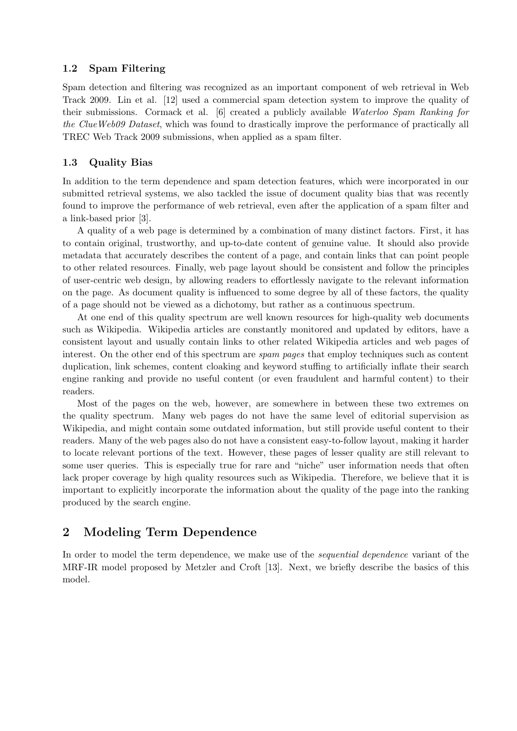### 1.2 Spam Filtering

Spam detection and filtering was recognized as an important component of web retrieval in Web Track 2009. Lin et al. [12] used a commercial spam detection system to improve the quality of their submissions. Cormack et al. [6] created a publicly available *Waterloo Spam Ranking for the ClueWeb09 Dataset*, which was found to drastically improve the performance of practically all TREC Web Track 2009 submissions, when applied as a spam filter.

### 1.3 Quality Bias

In addition to the term dependence and spam detection features, which were incorporated in our submitted retrieval systems, we also tackled the issue of document quality bias that was recently found to improve the performance of web retrieval, even after the application of a spam filter and a link-based prior [3].

A quality of a web page is determined by a combination of many distinct factors. First, it has to contain original, trustworthy, and up-to-date content of genuine value. It should also provide metadata that accurately describes the content of a page, and contain links that can point people to other related resources. Finally, web page layout should be consistent and follow the principles of user-centric web design, by allowing readers to effortlessly navigate to the relevant information on the page. As document quality is influenced to some degree by all of these factors, the quality of a page should not be viewed as a dichotomy, but rather as a continuous spectrum.

At one end of this quality spectrum are well known resources for high-quality web documents such as Wikipedia. Wikipedia articles are constantly monitored and updated by editors, have a consistent layout and usually contain links to other related Wikipedia articles and web pages of interest. On the other end of this spectrum are *spam pages* that employ techniques such as content duplication, link schemes, content cloaking and keyword stuffing to artificially inflate their search engine ranking and provide no useful content (or even fraudulent and harmful content) to their readers.

Most of the pages on the web, however, are somewhere in between these two extremes on the quality spectrum. Many web pages do not have the same level of editorial supervision as Wikipedia, and might contain some outdated information, but still provide useful content to their readers. Many of the web pages also do not have a consistent easy-to-follow layout, making it harder to locate relevant portions of the text. However, these pages of lesser quality are still relevant to some user queries. This is especially true for rare and "niche" user information needs that often lack proper coverage by high quality resources such as Wikipedia. Therefore, we believe that it is important to explicitly incorporate the information about the quality of the page into the ranking produced by the search engine.

## 2 Modeling Term Dependence

In order to model the term dependence, we make use of the *sequential dependence* variant of the MRF-IR model proposed by Metzler and Croft [13]. Next, we briefly describe the basics of this model.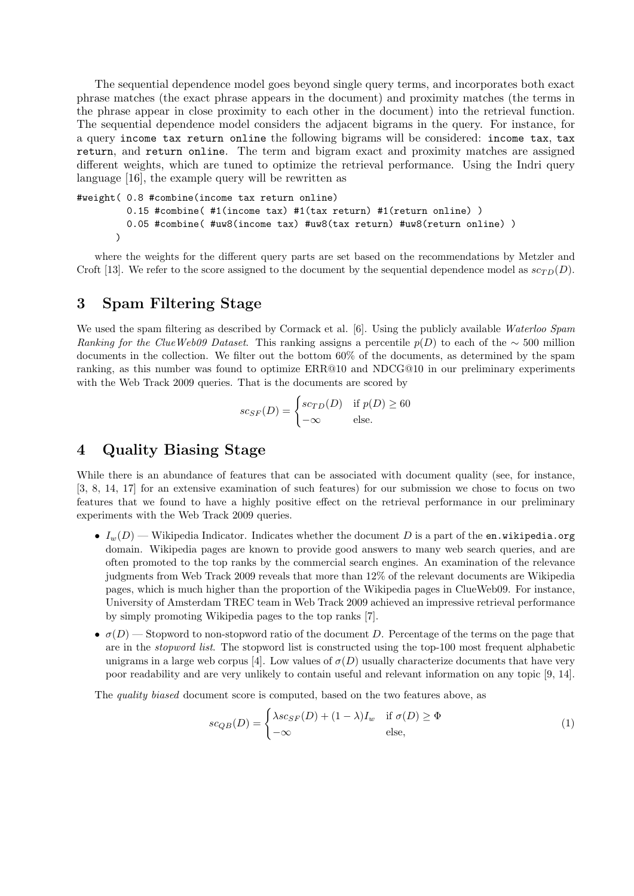The sequential dependence model goes beyond single query terms, and incorporates both exact phrase matches (the exact phrase appears in the document) and proximity matches (the terms in the phrase appear in close proximity to each other in the document) into the retrieval function. The sequential dependence model considers the adjacent bigrams in the query. For instance, for a query `income tax return online` the following bigrams will be considered: `income tax`, `tax return`, and `return online`. The term and bigram exact and proximity matches are assigned different weights, which are tuned to optimize the retrieval performance. Using the Indri query language [16], the example query will be rewritten as

```
#weight( 0.8 #combine(income tax return online)
         0.15 #combine( #1(income tax) #1(tax return) #1(return online) )
         0.05 #combine( #uw8(income tax) #uw8(tax return) #uw8(return online) )
       )
```

where the weights for the different query parts are set based on the recommendations by Metzler and Croft [13]. We refer to the score assigned to the document by the sequential dependence model as $sc_{TD}(D)$.

## 3 Spam Filtering Stage

We used the spam filtering as described by Cormack et al. [6]. Using the publicly available *Waterloo Spam Ranking for the ClueWeb09 Dataset*. This ranking assigns a percentile $p(D)$ to each of the $\sim$ 500 million documents in the collection. We filter out the bottom 60% of the documents, as determined by the spam ranking, as this number was found to optimize ERR@10 and NDCG@10 in our preliminary experiments with the Web Track 2009 queries. That is the documents are scored by

$$sc_{SF}(D) = \begin{cases} sc_{TD}(D) & \text{if } p(D) \geq 60 \\ -\infty & \text{else.} \end{cases}$$

## 4 Quality Biasing Stage

While there is an abundance of features that can be associated with document quality (see, for instance, [3, 8, 14, 17] for an extensive examination of such features) for our submission we chose to focus on two features that we found to have a highly positive effect on the retrieval performance in our preliminary experiments with the Web Track 2009 queries.

- $I_w(D)$ — Wikipedia Indicator. Indicates whether the document $D$ is a part of the `en.wikipedia.org` domain. Wikipedia pages are known to provide good answers to many web search queries, and are often promoted to the top ranks by the commercial search engines. An examination of the relevance judgments from Web Track 2009 reveals that more than 12% of the relevant documents are Wikipedia pages, which is much higher than the proportion of the Wikipedia pages in ClueWeb09. For instance, University of Amsterdam TREC team in Web Track 2009 achieved an impressive retrieval performance by simply promoting Wikipedia pages to the top ranks [7].
- $\sigma(D)$ — Stopword to non-stopword ratio of the document $D$. Percentage of the terms on the page that are in the *stopword list*. The stopword list is constructed using the top-100 most frequent alphabetic unigrams in a large web corpus [4]. Low values of $\sigma(D)$ usually characterize documents that have very poor readability and are very unlikely to contain useful and relevant information on any topic [9, 14].

The *quality biased* document score is computed, based on the two features above, as

$$sc_{QB}(D) = \begin{cases} \lambda sc_{SF}(D) + (1 - \lambda) I_w & \text{if } \sigma(D) \geq \Phi \\ -\infty & \text{else,} \end{cases} \tag{1}$$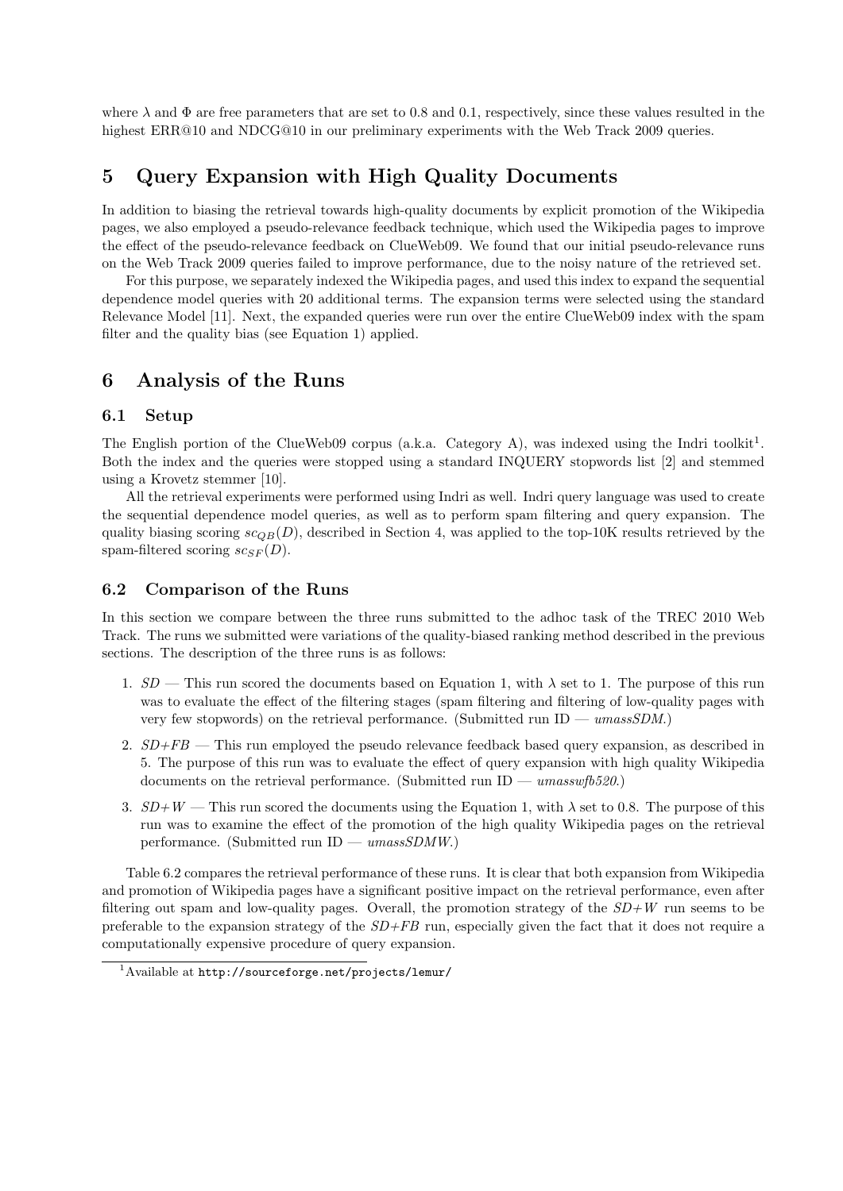where $\lambda$ and $\Phi$ are free parameters that are set to 0.8 and 0.1, respectively, since these values resulted in the highest ERR@10 and NDCG@10 in our preliminary experiments with the Web Track 2009 queries.

# 5 Query Expansion with High Quality Documents

In addition to biasing the retrieval towards high-quality documents by explicit promotion of the Wikipedia pages, we also employed a pseudo-relevance feedback technique, which used the Wikipedia pages to improve the effect of the pseudo-relevance feedback on ClueWeb09. We found that our initial pseudo-relevance runs on the Web Track 2009 queries failed to improve performance, due to the noisy nature of the retrieved set.

For this purpose, we separately indexed the Wikipedia pages, and used this index to expand the sequential dependence model queries with 20 additional terms. The expansion terms were selected using the standard Relevance Model [11]. Next, the expanded queries were run over the entire ClueWeb09 index with the spam filter and the quality bias (see Equation 1) applied.

# 6 Analysis of the Runs

## 6.1 Setup

The English portion of the ClueWeb09 corpus (a.k.a. Category A), was indexed using the Indri toolkit[1]. Both the index and the queries were stopped using a standard INQUERY stopwords list [2] and stemmed using a Krovetz stemmer [10].

All the retrieval experiments were performed using Indri as well. Indri query language was used to create the sequential dependence model queries, as well as to perform spam filtering and query expansion. The quality biasing scoring $sc_{QB}(D)$, described in Section 4, was applied to the top-10K results retrieved by the spam-filtered scoring $sc_{SF}(D)$.

## 6.2 Comparison of the Runs

In this section we compare between the three runs submitted to the adhoc task of the TREC 2010 Web Track. The runs we submitted were variations of the quality-biased ranking method described in the previous sections. The description of the three runs is as follows:

1. *SD* — This run scored the documents based on Equation 1, with $\lambda$ set to 1. The purpose of this run was to evaluate the effect of the filtering stages (spam filtering and filtering of low-quality pages with very few stopwords) on the retrieval performance. (Submitted run ID — *umassSDM*.)
2. *SD+FB* — This run employed the pseudo relevance feedback based query expansion, as described in 5. The purpose of this run was to evaluate the effect of query expansion with high quality Wikipedia documents on the retrieval performance. (Submitted run ID — *umasswfb520*.)
3. *SD+W* — This run scored the documents using the Equation 1, with $\lambda$ set to 0.8. The purpose of this run was to examine the effect of the promotion of the high quality Wikipedia pages on the retrieval performance. (Submitted run ID — *umassSDMW*.)

Table 6.2 compares the retrieval performance of these runs. It is clear that both expansion from Wikipedia and promotion of Wikipedia pages have a significant positive impact on the retrieval performance, even after filtering out spam and low-quality pages. Overall, the promotion strategy of the *SD+W* run seems to be preferable to the expansion strategy of the *SD+FB* run, especially given the fact that it does not require a computationally expensive procedure of query expansion.

[1] Available at http://sourceforge.net/projects/lemur/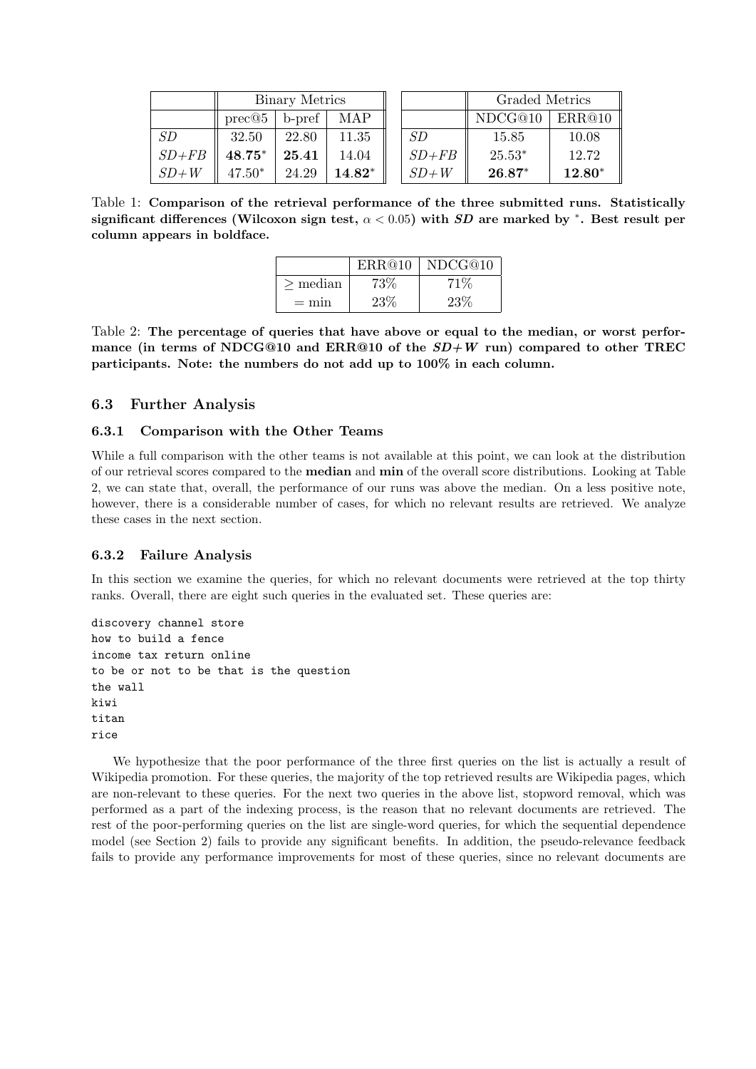|  | Binary Metrics | | |
|---|---|---|---|
|  | prec@5 | b-pref | MAP |
| *SD* | 32.50 | 22.80 | 11.35 |
| *SD+FB* | **48.75*** | **25.41** | 14.04 |
| *SD+W* | 47.50* | 24.29 | **14.82*** |

|  | Graded Metrics | |
|---|---|---|
|  | NDCG@10 | ERR@10 |
| *SD* | 15.85 | 10.08 |
| *SD+FB* | 25.53* | 12.72 |
| *SD+W* | **26.87*** | **12.80*** |

Table 1: **Comparison of the retrieval performance of the three submitted runs. Statistically significant differences (Wilcoxon sign test, $\alpha < 0.05$) with *SD* are marked by \*. Best result per column appears in boldface.**

|  | ERR@10 | NDCG@10 |
|---|---|---|
| ≥ median | 73% | 71% |
| = min | 23% | 23% |

Table 2: **The percentage of queries that have above or equal to the median, or worst performance (in terms of NDCG@10 and ERR@10 of the *SD+W* run) compared to other TREC participants. Note: the numbers do not add up to 100% in each column.**

## 6.3 Further Analysis

### 6.3.1 Comparison with the Other Teams

While a full comparison with the other teams is not available at this point, we can look at the distribution of our retrieval scores compared to the **median** and **min** of the overall score distributions. Looking at Table 2, we can state that, overall, the performance of our runs was above the median. On a less positive note, however, there is a considerable number of cases, for which no relevant results are retrieved. We analyze these cases in the next section.

### 6.3.2 Failure Analysis

In this section we examine the queries, for which no relevant documents were retrieved at the top thirty ranks. Overall, there are eight such queries in the evaluated set. These queries are:

```
discovery channel store
how to build a fence
income tax return online
to be or not to be that is the question
the wall
kiwi
titan
rice
```

We hypothesize that the poor performance of the three first queries on the list is actually a result of Wikipedia promotion. For these queries, the majority of the top retrieved results are Wikipedia pages, which are non-relevant to these queries. For the next two queries in the above list, stopword removal, which was performed as a part of the indexing process, is the reason that no relevant documents are retrieved. The rest of the poor-performing queries on the list are single-word queries, for which the sequential dependence model (see Section 2) fails to provide any significant benefits. In addition, the pseudo-relevance feedback fails to provide any performance improvements for most of these queries, since no relevant documents are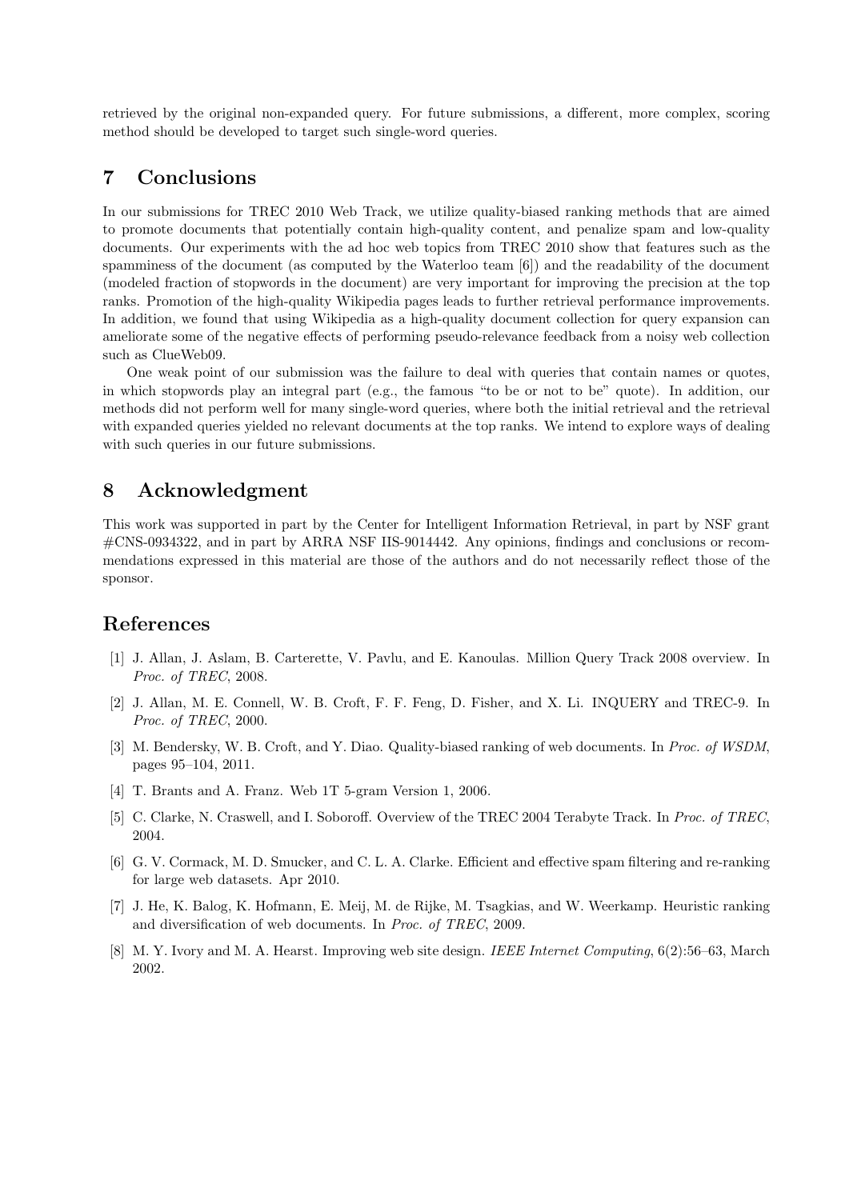retrieved by the original non-expanded query. For future submissions, a different, more complex, scoring method should be developed to target such single-word queries.

## 7 Conclusions

In our submissions for TREC 2010 Web Track, we utilize quality-biased ranking methods that are aimed to promote documents that potentially contain high-quality content, and penalize spam and low-quality documents. Our experiments with the ad hoc web topics from TREC 2010 show that features such as the spamminess of the document (as computed by the Waterloo team [6]) and the readability of the document (modeled fraction of stopwords in the document) are very important for improving the precision at the top ranks. Promotion of the high-quality Wikipedia pages leads to further retrieval performance improvements. In addition, we found that using Wikipedia as a high-quality document collection for query expansion can ameliorate some of the negative effects of performing pseudo-relevance feedback from a noisy web collection such as ClueWeb09.

One weak point of our submission was the failure to deal with queries that contain names or quotes, in which stopwords play an integral part (e.g., the famous "to be or not to be" quote). In addition, our methods did not perform well for many single-word queries, where both the initial retrieval and the retrieval with expanded queries yielded no relevant documents at the top ranks. We intend to explore ways of dealing with such queries in our future submissions.

## 8 Acknowledgment

This work was supported in part by the Center for Intelligent Information Retrieval, in part by NSF grant #CNS-0934322, and in part by ARRA NSF IIS-9014442. Any opinions, findings and conclusions or recommendations expressed in this material are those of the authors and do not necessarily reflect those of the sponsor.

## References

[1] J. Allan, J. Aslam, B. Carterette, V. Pavlu, and E. Kanoulas. Million Query Track 2008 overview. In *Proc. of TREC*, 2008.

[2] J. Allan, M. E. Connell, W. B. Croft, F. F. Feng, D. Fisher, and X. Li. INQUERY and TREC-9. In *Proc. of TREC*, 2000.

[3] M. Bendersky, W. B. Croft, and Y. Diao. Quality-biased ranking of web documents. In *Proc. of WSDM*, pages 95–104, 2011.

[4] T. Brants and A. Franz. Web 1T 5-gram Version 1, 2006.

[5] C. Clarke, N. Craswell, and I. Soboroff. Overview of the TREC 2004 Terabyte Track. In *Proc. of TREC*, 2004.

[6] G. V. Cormack, M. D. Smucker, and C. L. A. Clarke. Efficient and effective spam filtering and re-ranking for large web datasets. Apr 2010.

[7] J. He, K. Balog, K. Hofmann, E. Meij, M. de Rijke, M. Tsagkias, and W. Weerkamp. Heuristic ranking and diversification of web documents. In *Proc. of TREC*, 2009.

[8] M. Y. Ivory and M. A. Hearst. Improving web site design. *IEEE Internet Computing*, 6(2):56–63, March 2002.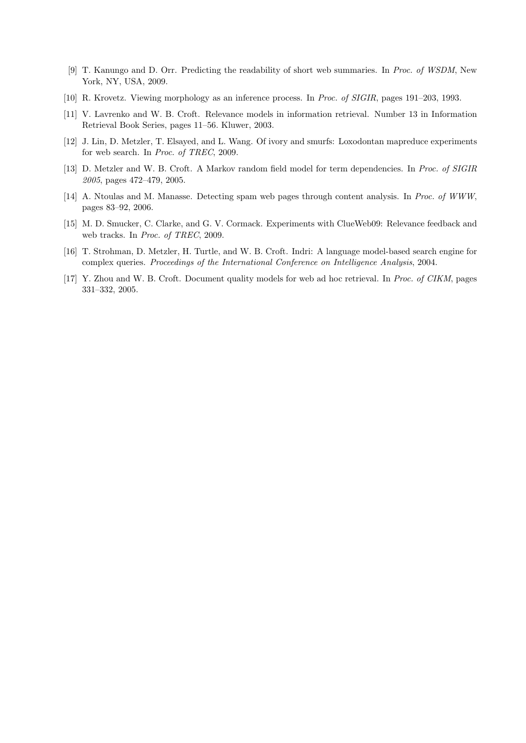[9] T. Kanungo and D. Orr. Predicting the readability of short web summaries. In *Proc. of WSDM*, New York, NY, USA, 2009.

[10] R. Krovetz. Viewing morphology as an inference process. In *Proc. of SIGIR*, pages 191–203, 1993.

[11] V. Lavrenko and W. B. Croft. Relevance models in information retrieval. Number 13 in Information Retrieval Book Series, pages 11–56. Kluwer, 2003.

[12] J. Lin, D. Metzler, T. Elsayed, and L. Wang. Of ivory and smurfs: Loxodontan mapreduce experiments for web search. In *Proc. of TREC*, 2009.

[13] D. Metzler and W. B. Croft. A Markov random field model for term dependencies. In *Proc. of SIGIR 2005*, pages 472–479, 2005.

[14] A. Ntoulas and M. Manasse. Detecting spam web pages through content analysis. In *Proc. of WWW*, pages 83–92, 2006.

[15] M. D. Smucker, C. Clarke, and G. V. Cormack. Experiments with ClueWeb09: Relevance feedback and web tracks. In *Proc. of TREC*, 2009.

[16] T. Strohman, D. Metzler, H. Turtle, and W. B. Croft. Indri: A language model-based search engine for complex queries. *Proceedings of the International Conference on Intelligence Analysis*, 2004.

[17] Y. Zhou and W. B. Croft. Document quality models for web ad hoc retrieval. In *Proc. of CIKM*, pages 331–332, 2005.